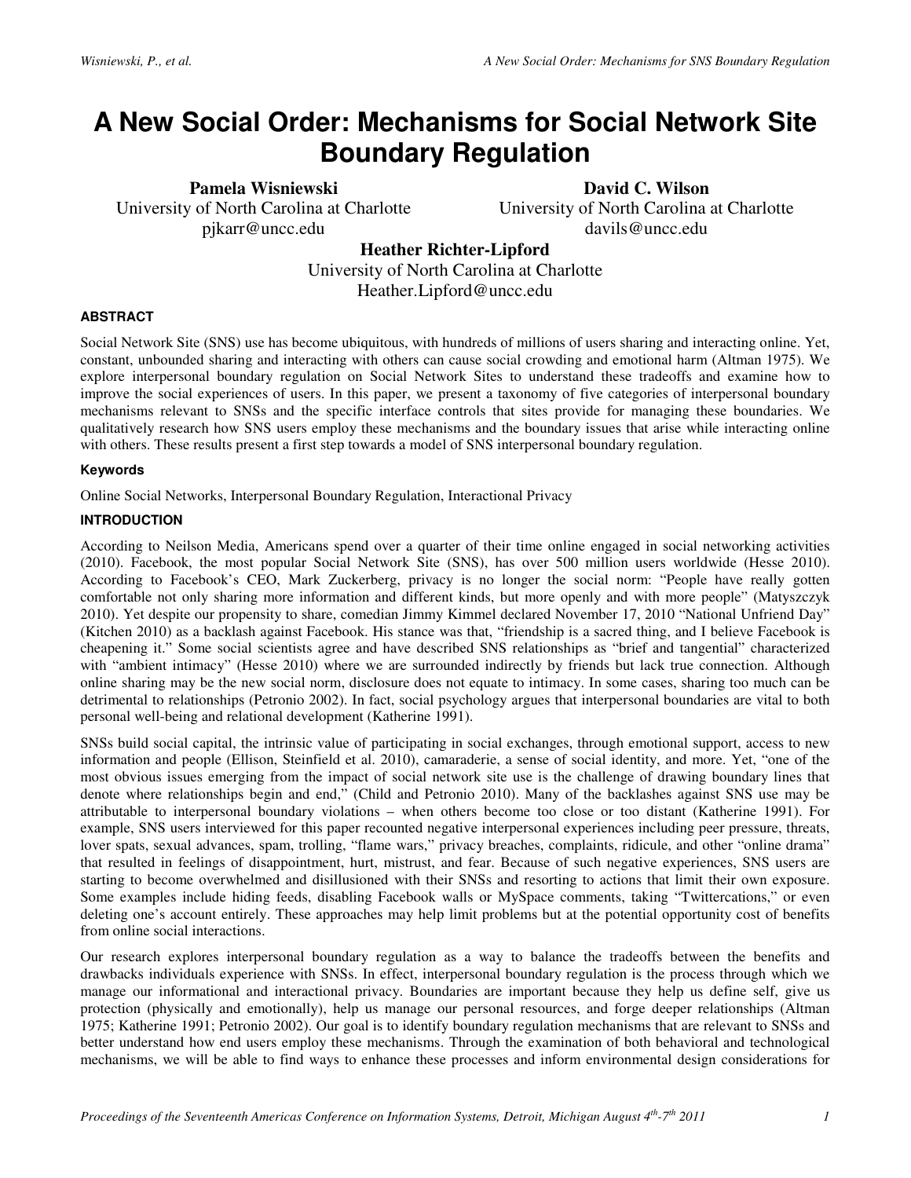# A New Social Order: Mechanisms for Social Network Site Boundary Regulation

**Pamela Wisniewski**
University of North Carolina at Charlotte
pjkarr@uncc.edu

**David C. Wilson**
University of North Carolina at Charlotte
davils@uncc.edu

**Heather Richter-Lipford**
University of North Carolina at Charlotte
Heather.Lipford@uncc.edu

#### ABSTRACT

Social Network Site (SNS) use has become ubiquitous, with hundreds of millions of users sharing and interacting online. Yet, constant, unbounded sharing and interacting with others can cause social crowding and emotional harm (Altman 1975). We explore interpersonal boundary regulation on Social Network Sites to understand these tradeoffs and examine how to improve the social experiences of users. In this paper, we present a taxonomy of five categories of interpersonal boundary mechanisms relevant to SNSs and the specific interface controls that sites provide for managing these boundaries. We qualitatively research how SNS users employ these mechanisms and the boundary issues that arise while interacting online with others. These results present a first step towards a model of SNS interpersonal boundary regulation.

#### Keywords

Online Social Networks, Interpersonal Boundary Regulation, Interactional Privacy

#### INTRODUCTION

According to Neilson Media, Americans spend over a quarter of their time online engaged in social networking activities (2010). Facebook, the most popular Social Network Site (SNS), has over 500 million users worldwide (Hesse 2010). According to Facebook's CEO, Mark Zuckerberg, privacy is no longer the social norm: "People have really gotten comfortable not only sharing more information and different kinds, but more openly and with more people" (Matyszczyk 2010). Yet despite our propensity to share, comedian Jimmy Kimmel declared November 17, 2010 "National Unfriend Day" (Kitchen 2010) as a backlash against Facebook. His stance was that, "friendship is a sacred thing, and I believe Facebook is cheapening it." Some social scientists agree and have described SNS relationships as "brief and tangential" characterized with "ambient intimacy" (Hesse 2010) where we are surrounded indirectly by friends but lack true connection. Although online sharing may be the new social norm, disclosure does not equate to intimacy. In some cases, sharing too much can be detrimental to relationships (Petronio 2002). In fact, social psychology argues that interpersonal boundaries are vital to both personal well-being and relational development (Katherine 1991).

SNSs build social capital, the intrinsic value of participating in social exchanges, through emotional support, access to new information and people (Ellison, Steinfield et al. 2010), camaraderie, a sense of social identity, and more. Yet, "one of the most obvious issues emerging from the impact of social network site use is the challenge of drawing boundary lines that denote where relationships begin and end," (Child and Petronio 2010). Many of the backlashes against SNS use may be attributable to interpersonal boundary violations – when others become too close or too distant (Katherine 1991). For example, SNS users interviewed for this paper recounted negative interpersonal experiences including peer pressure, threats, lover spats, sexual advances, spam, trolling, "flame wars," privacy breaches, complaints, ridicule, and other "online drama" that resulted in feelings of disappointment, hurt, mistrust, and fear. Because of such negative experiences, SNS users are starting to become overwhelmed and disillusioned with their SNSs and resorting to actions that limit their own exposure. Some examples include hiding feeds, disabling Facebook walls or MySpace comments, taking "Twittercations," or even deleting one's account entirely. These approaches may help limit problems but at the potential opportunity cost of benefits from online social interactions.

Our research explores interpersonal boundary regulation as a way to balance the tradeoffs between the benefits and drawbacks individuals experience with SNSs. In effect, interpersonal boundary regulation is the process through which we manage our informational and interactional privacy. Boundaries are important because they help us define self, give us protection (physically and emotionally), help us manage our personal resources, and forge deeper relationships (Altman 1975; Katherine 1991; Petronio 2002). Our goal is to identify boundary regulation mechanisms that are relevant to SNSs and better understand how end users employ these mechanisms. Through the examination of both behavioral and technological mechanisms, we will be able to find ways to enhance these processes and inform environmental design considerations for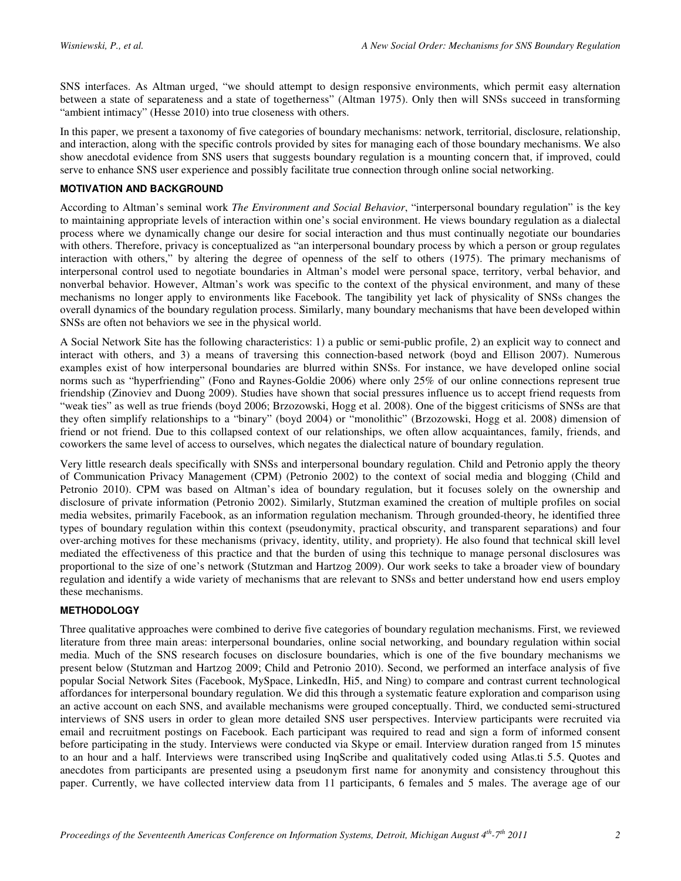SNS interfaces. As Altman urged, "we should attempt to design responsive environments, which permit easy alternation between a state of separateness and a state of togetherness" (Altman 1975). Only then will SNSs succeed in transforming "ambient intimacy" (Hesse 2010) into true closeness with others.

In this paper, we present a taxonomy of five categories of boundary mechanisms: network, territorial, disclosure, relationship, and interaction, along with the specific controls provided by sites for managing each of those boundary mechanisms. We also show anecdotal evidence from SNS users that suggests boundary regulation is a mounting concern that, if improved, could serve to enhance SNS user experience and possibly facilitate true connection through online social networking.

## MOTIVATION AND BACKGROUND

According to Altman's seminal work *The Environment and Social Behavior*, "interpersonal boundary regulation" is the key to maintaining appropriate levels of interaction within one's social environment. He views boundary regulation as a dialectal process where we dynamically change our desire for social interaction and thus must continually negotiate our boundaries with others. Therefore, privacy is conceptualized as "an interpersonal boundary process by which a person or group regulates interaction with others," by altering the degree of openness of the self to others (1975). The primary mechanisms of interpersonal control used to negotiate boundaries in Altman's model were personal space, territory, verbal behavior, and nonverbal behavior. However, Altman's work was specific to the context of the physical environment, and many of these mechanisms no longer apply to environments like Facebook. The tangibility yet lack of physicality of SNSs changes the overall dynamics of the boundary regulation process. Similarly, many boundary mechanisms that have been developed within SNSs are often not behaviors we see in the physical world.

A Social Network Site has the following characteristics: 1) a public or semi-public profile, 2) an explicit way to connect and interact with others, and 3) a means of traversing this connection-based network (boyd and Ellison 2007). Numerous examples exist of how interpersonal boundaries are blurred within SNSs. For instance, we have developed online social norms such as "hyperfriending" (Fono and Raynes-Goldie 2006) where only 25% of our online connections represent true friendship (Zinoviev and Duong 2009). Studies have shown that social pressures influence us to accept friend requests from "weak ties" as well as true friends (boyd 2006; Brzozowski, Hogg et al. 2008). One of the biggest criticisms of SNSs are that they often simplify relationships to a "binary" (boyd 2004) or "monolithic" (Brzozowski, Hogg et al. 2008) dimension of friend or not friend. Due to this collapsed context of our relationships, we often allow acquaintances, family, friends, and coworkers the same level of access to ourselves, which negates the dialectical nature of boundary regulation.

Very little research deals specifically with SNSs and interpersonal boundary regulation. Child and Petronio apply the theory of Communication Privacy Management (CPM) (Petronio 2002) to the context of social media and blogging (Child and Petronio 2010). CPM was based on Altman's idea of boundary regulation, but it focuses solely on the ownership and disclosure of private information (Petronio 2002). Similarly, Stutzman examined the creation of multiple profiles on social media websites, primarily Facebook, as an information regulation mechanism. Through grounded-theory, he identified three types of boundary regulation within this context (pseudonymity, practical obscurity, and transparent separations) and four over-arching motives for these mechanisms (privacy, identity, utility, and propriety). He also found that technical skill level mediated the effectiveness of this practice and that the burden of using this technique to manage personal disclosures was proportional to the size of one's network (Stutzman and Hartzog 2009). Our work seeks to take a broader view of boundary regulation and identify a wide variety of mechanisms that are relevant to SNSs and better understand how end users employ these mechanisms.

## METHODOLOGY

Three qualitative approaches were combined to derive five categories of boundary regulation mechanisms. First, we reviewed literature from three main areas: interpersonal boundaries, online social networking, and boundary regulation within social media. Much of the SNS research focuses on disclosure boundaries, which is one of the five boundary mechanisms we present below (Stutzman and Hartzog 2009; Child and Petronio 2010). Second, we performed an interface analysis of five popular Social Network Sites (Facebook, MySpace, LinkedIn, Hi5, and Ning) to compare and contrast current technological affordances for interpersonal boundary regulation. We did this through a systematic feature exploration and comparison using an active account on each SNS, and available mechanisms were grouped conceptually. Third, we conducted semi-structured interviews of SNS users in order to glean more detailed SNS user perspectives. Interview participants were recruited via email and recruitment postings on Facebook. Each participant was required to read and sign a form of informed consent before participating in the study. Interviews were conducted via Skype or email. Interview duration ranged from 15 minutes to an hour and a half. Interviews were transcribed using InqScribe and qualitatively coded using Atlas.ti 5.5. Quotes and anecdotes from participants are presented using a pseudonym first name for anonymity and consistency throughout this paper. Currently, we have collected interview data from 11 participants, 6 females and 5 males. The average age of our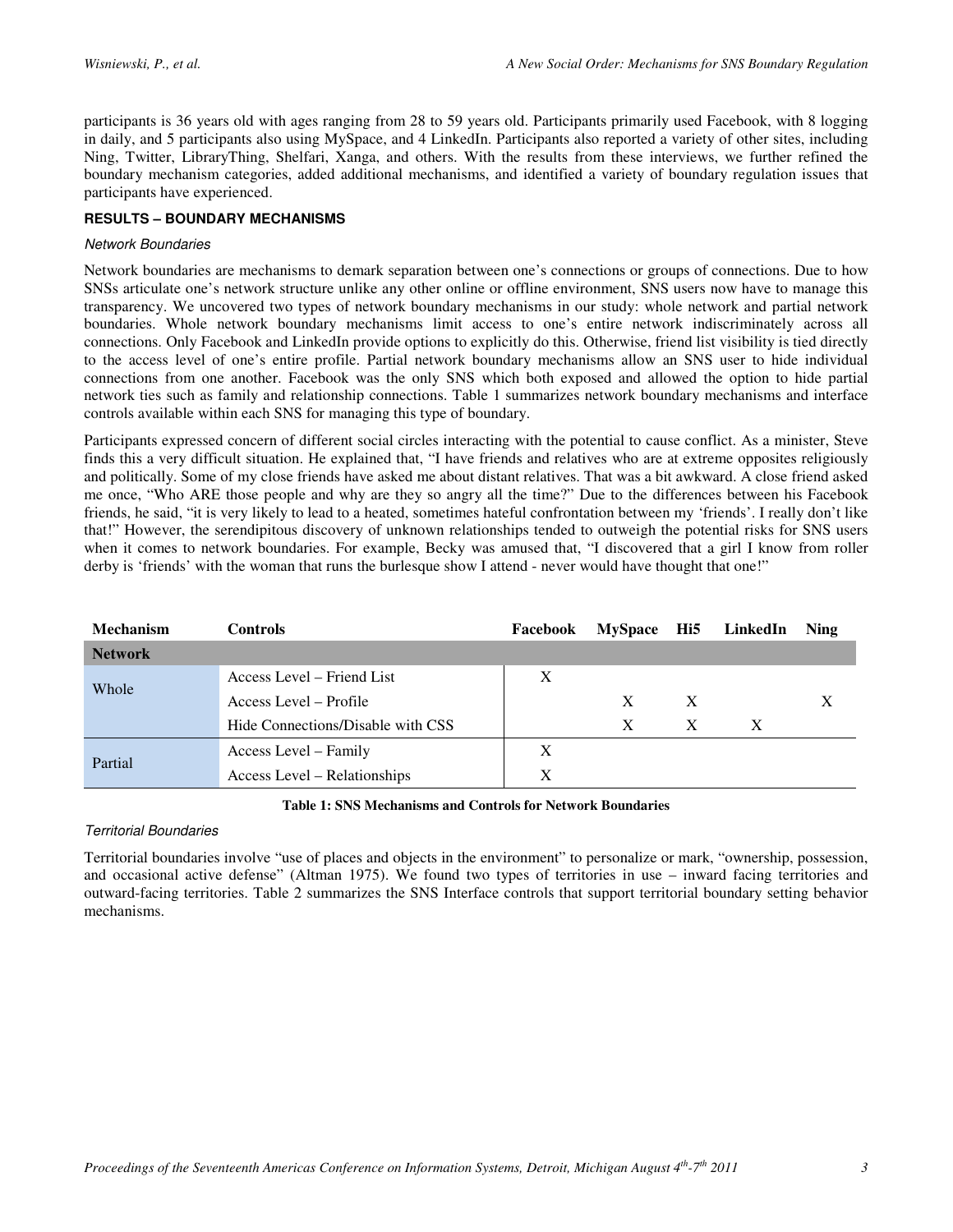participants is 36 years old with ages ranging from 28 to 59 years old. Participants primarily used Facebook, with 8 logging in daily, and 5 participants also using MySpace, and 4 LinkedIn. Participants also reported a variety of other sites, including Ning, Twitter, LibraryThing, Shelfari, Xanga, and others. With the results from these interviews, we further refined the boundary mechanism categories, added additional mechanisms, and identified a variety of boundary regulation issues that participants have experienced.

## RESULTS – BOUNDARY MECHANISMS

### *Network Boundaries*

Network boundaries are mechanisms to demark separation between one's connections or groups of connections. Due to how SNSs articulate one's network structure unlike any other online or offline environment, SNS users now have to manage this transparency. We uncovered two types of network boundary mechanisms in our study: whole network and partial network boundaries. Whole network boundary mechanisms limit access to one's entire network indiscriminately across all connections. Only Facebook and LinkedIn provide options to explicitly do this. Otherwise, friend list visibility is tied directly to the access level of one's entire profile. Partial network boundary mechanisms allow an SNS user to hide individual connections from one another. Facebook was the only SNS which both exposed and allowed the option to hide partial network ties such as family and relationship connections. Table 1 summarizes network boundary mechanisms and interface controls available within each SNS for managing this type of boundary.

Participants expressed concern of different social circles interacting with the potential to cause conflict. As a minister, Steve finds this a very difficult situation. He explained that, "I have friends and relatives who are at extreme opposites religiously and politically. Some of my close friends have asked me about distant relatives. That was a bit awkward. A close friend asked me once, "Who ARE those people and why are they so angry all the time?" Due to the differences between his Facebook friends, he said, "it is very likely to lead to a heated, sometimes hateful confrontation between my 'friends'. I really don't like that!" However, the serendipitous discovery of unknown relationships tended to outweigh the potential risks for SNS users when it comes to network boundaries. For example, Becky was amused that, "I discovered that a girl I know from roller derby is 'friends' with the woman that runs the burlesque show I attend - never would have thought that one!"

| Mechanism | Controls | Facebook | MySpace | Hi5 | LinkedIn | Ning |
|---|---|---|---|---|---|---|
| **Network** | | | | | | |
| Whole | Access Level – Friend List | X | | | | |
| | Access Level – Profile | | X | X | | X |
| | Hide Connections/Disable with CSS | | X | X | X | |
| Partial | Access Level – Family | X | | | | |
| | Access Level – Relationships | X | | | | |

**Table 1: SNS Mechanisms and Controls for Network Boundaries**

### *Territorial Boundaries*

Territorial boundaries involve "use of places and objects in the environment" to personalize or mark, "ownership, possession, and occasional active defense" (Altman 1975). We found two types of territories in use – inward facing territories and outward-facing territories. Table 2 summarizes the SNS Interface controls that support territorial boundary setting behavior mechanisms.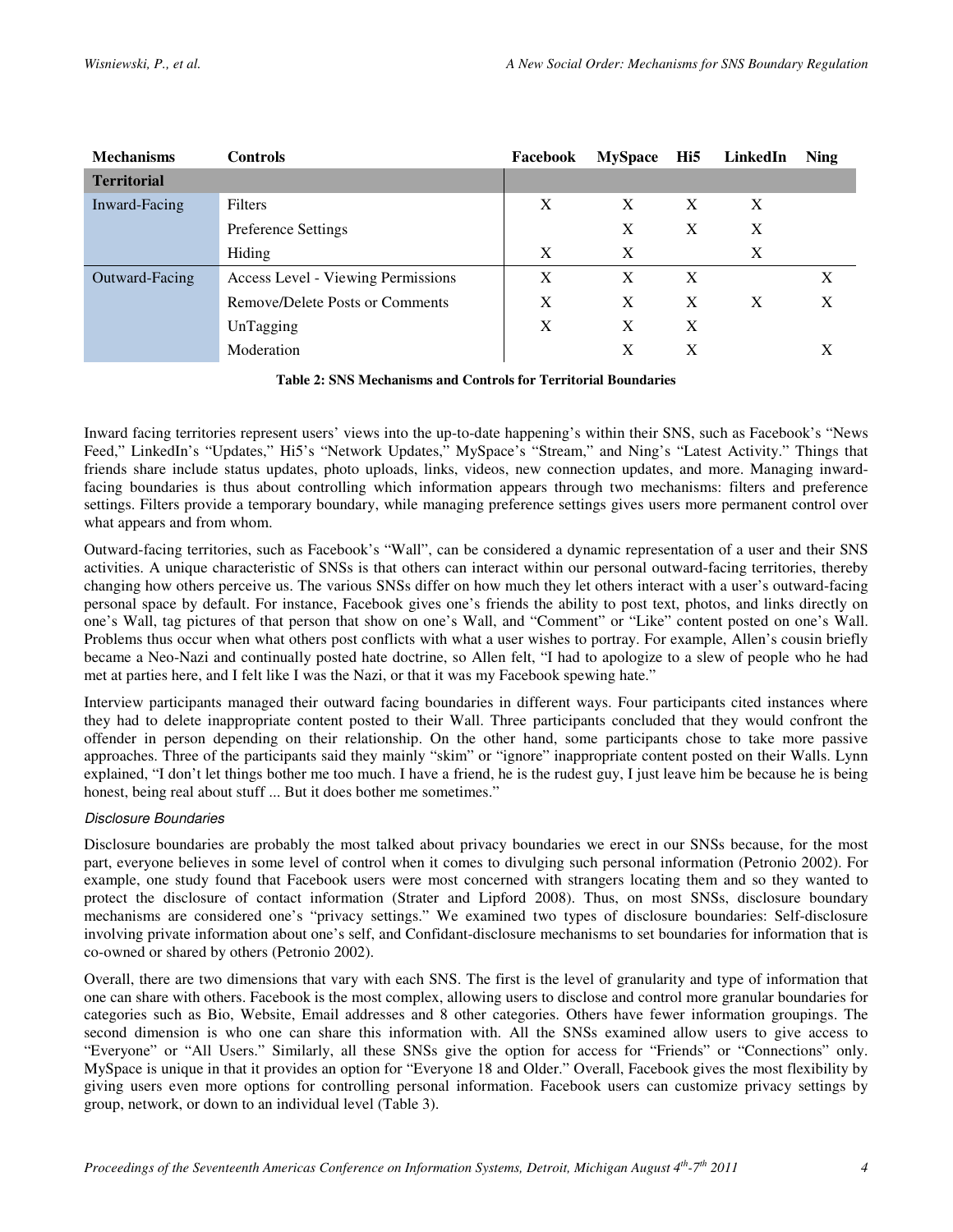| Mechanisms | Controls | Facebook | MySpace | Hi5 | LinkedIn | Ning |
|---|---|---|---|---|---|---|
| **Territorial** | | | | | | |
| Inward-Facing | Filters | X | X | X | X | |
| | Preference Settings | | X | X | X | |
| | Hiding | X | X | | X | |
| Outward-Facing | Access Level - Viewing Permissions | X | X | X | | X |
| | Remove/Delete Posts or Comments | X | X | X | X | X |
| | UnTagging | X | X | X | | |
| | Moderation | | X | X | | X |

**Table 2: SNS Mechanisms and Controls for Territorial Boundaries**

Inward facing territories represent users' views into the up-to-date happening's within their SNS, such as Facebook's "News Feed," LinkedIn's "Updates," Hi5's "Network Updates," MySpace's "Stream," and Ning's "Latest Activity." Things that friends share include status updates, photo uploads, links, videos, new connection updates, and more. Managing inward-facing boundaries is thus about controlling which information appears through two mechanisms: filters and preference settings. Filters provide a temporary boundary, while managing preference settings gives users more permanent control over what appears and from whom.

Outward-facing territories, such as Facebook's "Wall", can be considered a dynamic representation of a user and their SNS activities. A unique characteristic of SNSs is that others can interact within our personal outward-facing territories, thereby changing how others perceive us. The various SNSs differ on how much they let others interact with a user's outward-facing personal space by default. For instance, Facebook gives one's friends the ability to post text, photos, and links directly on one's Wall, tag pictures of that person that show on one's Wall, and "Comment" or "Like" content posted on one's Wall. Problems thus occur when what others post conflicts with what a user wishes to portray. For example, Allen's cousin briefly became a Neo-Nazi and continually posted hate doctrine, so Allen felt, "I had to apologize to a slew of people who he had met at parties here, and I felt like I was the Nazi, or that it was my Facebook spewing hate."

Interview participants managed their outward facing boundaries in different ways. Four participants cited instances where they had to delete inappropriate content posted to their Wall. Three participants concluded that they would confront the offender in person depending on their relationship. On the other hand, some participants chose to take more passive approaches. Three of the participants said they mainly "skim" or "ignore" inappropriate content posted on their Walls. Lynn explained, "I don't let things bother me too much. I have a friend, he is the rudest guy, I just leave him be because he is being honest, being real about stuff ... But it does bother me sometimes."

### *Disclosure Boundaries*

Disclosure boundaries are probably the most talked about privacy boundaries we erect in our SNSs because, for the most part, everyone believes in some level of control when it comes to divulging such personal information (Petronio 2002). For example, one study found that Facebook users were most concerned with strangers locating them and so they wanted to protect the disclosure of contact information (Strater and Lipford 2008). Thus, on most SNSs, disclosure boundary mechanisms are considered one's "privacy settings." We examined two types of disclosure boundaries: Self-disclosure involving private information about one's self, and Confidant-disclosure mechanisms to set boundaries for information that is co-owned or shared by others (Petronio 2002).

Overall, there are two dimensions that vary with each SNS. The first is the level of granularity and type of information that one can share with others. Facebook is the most complex, allowing users to disclose and control more granular boundaries for categories such as Bio, Website, Email addresses and 8 other categories. Others have fewer information groupings. The second dimension is who one can share this information with. All the SNSs examined allow users to give access to "Everyone" or "All Users." Similarly, all these SNSs give the option for access for "Friends" or "Connections" only. MySpace is unique in that it provides an option for "Everyone 18 and Older." Overall, Facebook gives the most flexibility by giving users even more options for controlling personal information. Facebook users can customize privacy settings by group, network, or down to an individual level (Table 3).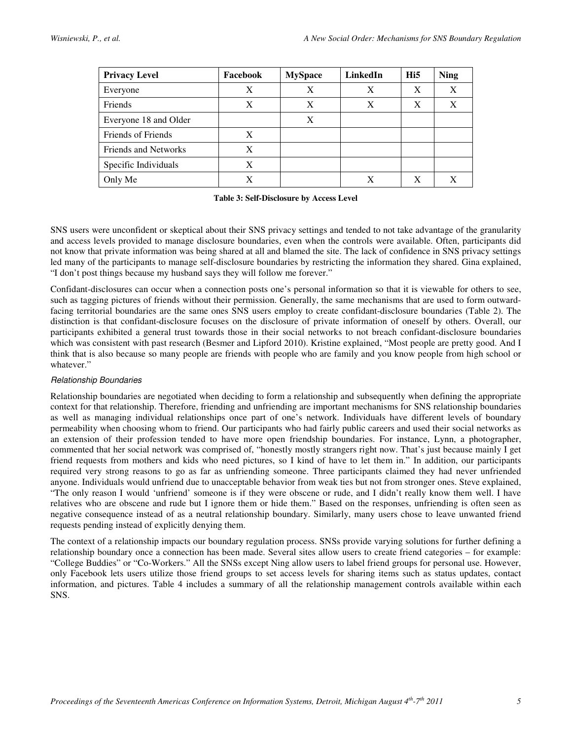| Privacy Level | Facebook | MySpace | LinkedIn | Hi5 | Ning |
|---|---|---|---|---|---|
| Everyone | X | X | X | X | X |
| Friends | X | X | X | X | X |
| Everyone 18 and Older | | X | | | |
| Friends of Friends | X | | | | |
| Friends and Networks | X | | | | |
| Specific Individuals | X | | | | |
| Only Me | X | | X | X | X |

**Table 3: Self-Disclosure by Access Level**

SNS users were unconfident or skeptical about their SNS privacy settings and tended to not take advantage of the granularity and access levels provided to manage disclosure boundaries, even when the controls were available. Often, participants did not know that private information was being shared at all and blamed the site. The lack of confidence in SNS privacy settings led many of the participants to manage self-disclosure boundaries by restricting the information they shared. Gina explained, "I don't post things because my husband says they will follow me forever."

Confidant-disclosures can occur when a connection posts one's personal information so that it is viewable for others to see, such as tagging pictures of friends without their permission. Generally, the same mechanisms that are used to form outward-facing territorial boundaries are the same ones SNS users employ to create confidant-disclosure boundaries (Table 2). The distinction is that confidant-disclosure focuses on the disclosure of private information of oneself by others. Overall, our participants exhibited a general trust towards those in their social networks to not breach confidant-disclosure boundaries which was consistent with past research (Besmer and Lipford 2010). Kristine explained, "Most people are pretty good. And I think that is also because so many people are friends with people who are family and you know people from high school or whatever."

#### *Relationship Boundaries*

Relationship boundaries are negotiated when deciding to form a relationship and subsequently when defining the appropriate context for that relationship. Therefore, friending and unfriending are important mechanisms for SNS relationship boundaries as well as managing individual relationships once part of one's network. Individuals have different levels of boundary permeability when choosing whom to friend. Our participants who had fairly public careers and used their social networks as an extension of their profession tended to have more open friendship boundaries. For instance, Lynn, a photographer, commented that her social network was comprised of, "honestly mostly strangers right now. That's just because mainly I get friend requests from mothers and kids who need pictures, so I kind of have to let them in." In addition, our participants required very strong reasons to go as far as unfriending someone. Three participants claimed they had never unfriended anyone. Individuals would unfriend due to unacceptable behavior from weak ties but not from stronger ones. Steve explained, "The only reason I would 'unfriend' someone is if they were obscene or rude, and I didn't really know them well. I have relatives who are obscene and rude but I ignore them or hide them." Based on the responses, unfriending is often seen as negative consequence instead of as a neutral relationship boundary. Similarly, many users chose to leave unwanted friend requests pending instead of explicitly denying them.

The context of a relationship impacts our boundary regulation process. SNSs provide varying solutions for further defining a relationship boundary once a connection has been made. Several sites allow users to create friend categories – for example: "College Buddies" or "Co-Workers." All the SNSs except Ning allow users to label friend groups for personal use. However, only Facebook lets users utilize those friend groups to set access levels for sharing items such as status updates, contact information, and pictures. Table 4 includes a summary of all the relationship management controls available within each SNS.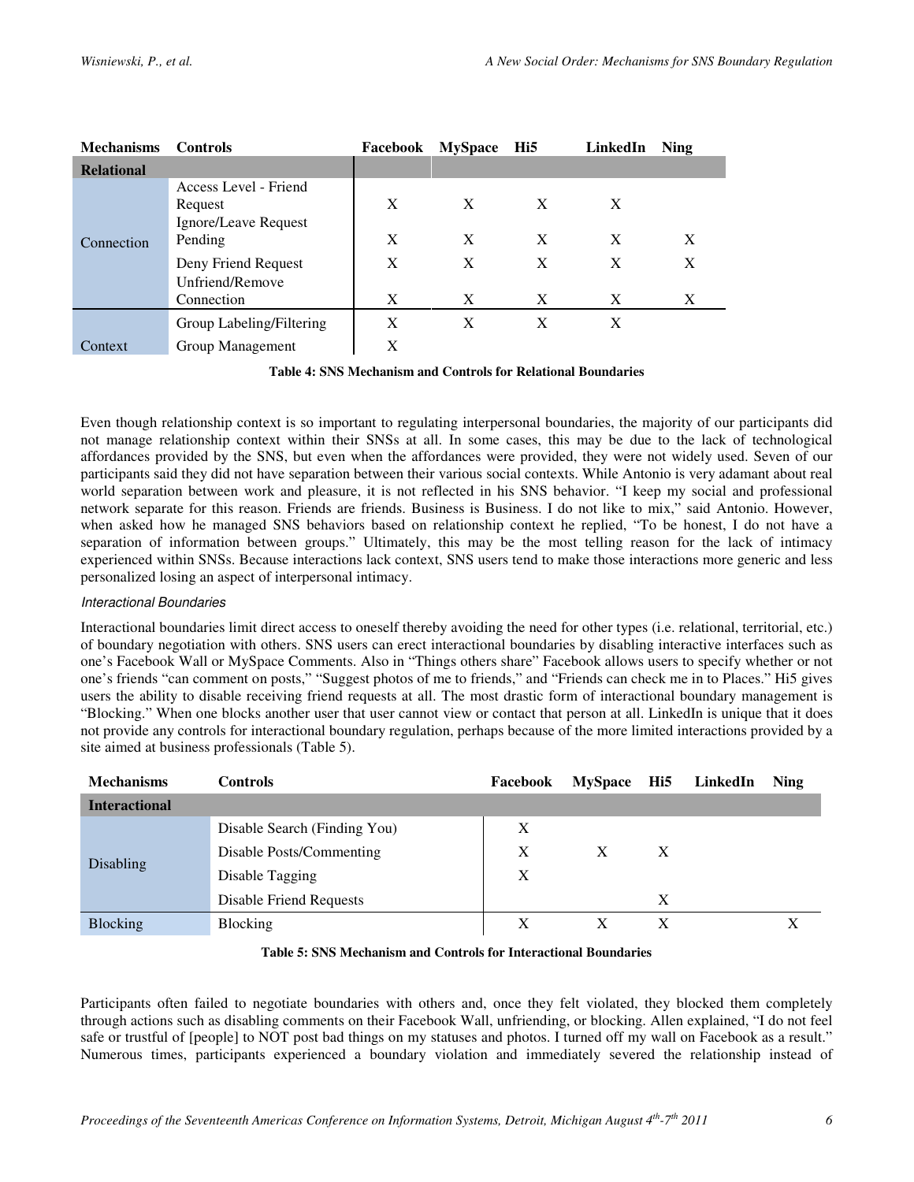| Mechanisms | Controls | Facebook | MySpace | Hi5 | LinkedIn | Ning |
|---|---|---|---|---|---|---|
| **Relational** | | | | | | |
| Connection | Access Level - Friend Request | X | X | X | X | |
| | Ignore/Leave Request Pending | X | X | X | X | X |
| | Deny Friend Request | X | X | X | X | X |
| | Unfriend/Remove Connection | X | X | X | X | X |
| Context | Group Labeling/Filtering | X | X | X | X | |
| | Group Management | X | | | | |

**Table 4: SNS Mechanism and Controls for Relational Boundaries**

Even though relationship context is so important to regulating interpersonal boundaries, the majority of our participants did not manage relationship context within their SNSs at all. In some cases, this may be due to the lack of technological affordances provided by the SNS, but even when the affordances were provided, they were not widely used. Seven of our participants said they did not have separation between their various social contexts. While Antonio is very adamant about real world separation between work and pleasure, it is not reflected in his SNS behavior. "I keep my social and professional network separate for this reason. Friends are friends. Business is Business. I do not like to mix," said Antonio. However, when asked how he managed SNS behaviors based on relationship context he replied, "To be honest, I do not have a separation of information between groups." Ultimately, this may be the most telling reason for the lack of intimacy experienced within SNSs. Because interactions lack context, SNS users tend to make those interactions more generic and less personalized losing an aspect of interpersonal intimacy.

*Interactional Boundaries*

Interactional boundaries limit direct access to oneself thereby avoiding the need for other types (i.e. relational, territorial, etc.) of boundary negotiation with others. SNS users can erect interactional boundaries by disabling interactive interfaces such as one's Facebook Wall or MySpace Comments. Also in "Things others share" Facebook allows users to specify whether or not one's friends "can comment on posts," "Suggest photos of me to friends," and "Friends can check me in to Places." Hi5 gives users the ability to disable receiving friend requests at all. The most drastic form of interactional boundary management is "Blocking." When one blocks another user that user cannot view or contact that person at all. LinkedIn is unique that it does not provide any controls for interactional boundary regulation, perhaps because of the more limited interactions provided by a site aimed at business professionals (Table 5).

| Mechanisms | Controls | Facebook | MySpace | Hi5 | LinkedIn | Ning |
|---|---|---|---|---|---|---|
| **Interactional** | | | | | | |
| Disabling | Disable Search (Finding You) | X | | | | |
| | Disable Posts/Commenting | X | X | X | | |
| | Disable Tagging | X | | | | |
| | Disable Friend Requests | | | X | | |
| Blocking | Blocking | X | X | X | | X |

**Table 5: SNS Mechanism and Controls for Interactional Boundaries**

Participants often failed to negotiate boundaries with others and, once they felt violated, they blocked them completely through actions such as disabling comments on their Facebook Wall, unfriending, or blocking. Allen explained, "I do not feel safe or trustful of [people] to NOT post bad things on my statuses and photos. I turned off my wall on Facebook as a result." Numerous times, participants experienced a boundary violation and immediately severed the relationship instead of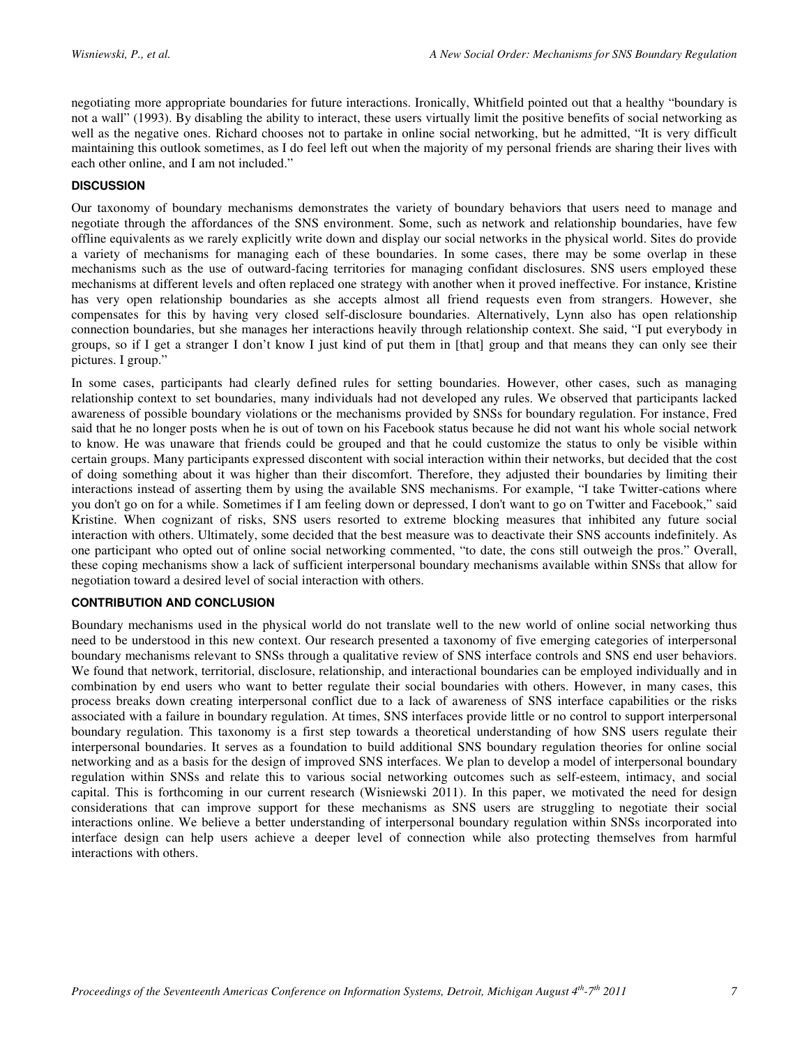negotiating more appropriate boundaries for future interactions. Ironically, Whitfield pointed out that a healthy "boundary is not a wall" (1993). By disabling the ability to interact, these users virtually limit the positive benefits of social networking as well as the negative ones. Richard chooses not to partake in online social networking, but he admitted, "It is very difficult maintaining this outlook sometimes, as I do feel left out when the majority of my personal friends are sharing their lives with each other online, and I am not included."

## DISCUSSION

Our taxonomy of boundary mechanisms demonstrates the variety of boundary behaviors that users need to manage and negotiate through the affordances of the SNS environment. Some, such as network and relationship boundaries, have few offline equivalents as we rarely explicitly write down and display our social networks in the physical world. Sites do provide a variety of mechanisms for managing each of these boundaries. In some cases, there may be some overlap in these mechanisms such as the use of outward-facing territories for managing confidant disclosures. SNS users employed these mechanisms at different levels and often replaced one strategy with another when it proved ineffective. For instance, Kristine has very open relationship boundaries as she accepts almost all friend requests even from strangers. However, she compensates for this by having very closed self-disclosure boundaries. Alternatively, Lynn also has open relationship connection boundaries, but she manages her interactions heavily through relationship context. She said, "I put everybody in groups, so if I get a stranger I don't know I just kind of put them in [that] group and that means they can only see their pictures. I group."

In some cases, participants had clearly defined rules for setting boundaries. However, other cases, such as managing relationship context to set boundaries, many individuals had not developed any rules. We observed that participants lacked awareness of possible boundary violations or the mechanisms provided by SNSs for boundary regulation. For instance, Fred said that he no longer posts when he is out of town on his Facebook status because he did not want his whole social network to know. He was unaware that friends could be grouped and that he could customize the status to only be visible within certain groups. Many participants expressed discontent with social interaction within their networks, but decided that the cost of doing something about it was higher than their discomfort. Therefore, they adjusted their boundaries by limiting their interactions instead of asserting them by using the available SNS mechanisms. For example, "I take Twitter-cations where you don't go on for a while. Sometimes if I am feeling down or depressed, I don't want to go on Twitter and Facebook," said Kristine. When cognizant of risks, SNS users resorted to extreme blocking measures that inhibited any future social interaction with others. Ultimately, some decided that the best measure was to deactivate their SNS accounts indefinitely. As one participant who opted out of online social networking commented, "to date, the cons still outweigh the pros." Overall, these coping mechanisms show a lack of sufficient interpersonal boundary mechanisms available within SNSs that allow for negotiation toward a desired level of social interaction with others.

## CONTRIBUTION AND CONCLUSION

Boundary mechanisms used in the physical world do not translate well to the new world of online social networking thus need to be understood in this new context. Our research presented a taxonomy of five emerging categories of interpersonal boundary mechanisms relevant to SNSs through a qualitative review of SNS interface controls and SNS end user behaviors. We found that network, territorial, disclosure, relationship, and interactional boundaries can be employed individually and in combination by end users who want to better regulate their social boundaries with others. However, in many cases, this process breaks down creating interpersonal conflict due to a lack of awareness of SNS interface capabilities or the risks associated with a failure in boundary regulation. At times, SNS interfaces provide little or no control to support interpersonal boundary regulation. This taxonomy is a first step towards a theoretical understanding of how SNS users regulate their interpersonal boundaries. It serves as a foundation to build additional SNS boundary regulation theories for online social networking and as a basis for the design of improved SNS interfaces. We plan to develop a model of interpersonal boundary regulation within SNSs and relate this to various social networking outcomes such as self-esteem, intimacy, and social capital. This is forthcoming in our current research (Wisniewski 2011). In this paper, we motivated the need for design considerations that can improve support for these mechanisms as SNS users are struggling to negotiate their social interactions online. We believe a better understanding of interpersonal boundary regulation within SNSs incorporated into interface design can help users achieve a deeper level of connection while also protecting themselves from harmful interactions with others.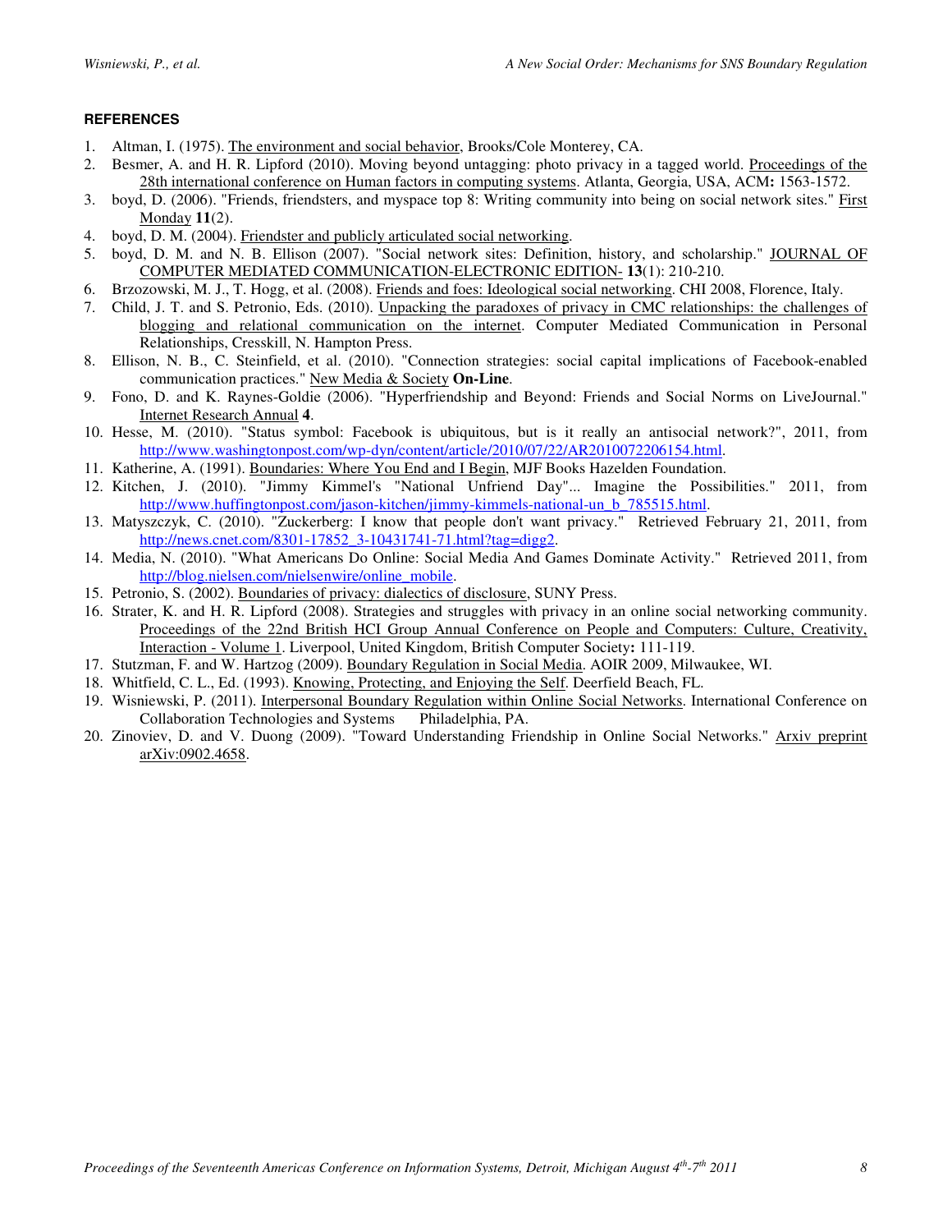**REFERENCES**

1. Altman, I. (1975). The environment and social behavior, Brooks/Cole Monterey, CA.
2. Besmer, A. and H. R. Lipford (2010). Moving beyond untagging: photo privacy in a tagged world. Proceedings of the 28th international conference on Human factors in computing systems. Atlanta, Georgia, USA, ACM**:** 1563-1572.
3. boyd, D. (2006). "Friends, friendsters, and myspace top 8: Writing community into being on social network sites." First Monday **11**(2).
4. boyd, D. M. (2004). Friendster and publicly articulated social networking.
5. boyd, D. M. and N. B. Ellison (2007). "Social network sites: Definition, history, and scholarship." JOURNAL OF COMPUTER MEDIATED COMMUNICATION-ELECTRONIC EDITION- **13**(1): 210-210.
6. Brzozowski, M. J., T. Hogg, et al. (2008). Friends and foes: Ideological social networking. CHI 2008, Florence, Italy.
7. Child, J. T. and S. Petronio, Eds. (2010). Unpacking the paradoxes of privacy in CMC relationships: the challenges of blogging and relational communication on the internet. Computer Mediated Communication in Personal Relationships, Cresskill, N. Hampton Press.
8. Ellison, N. B., C. Steinfield, et al. (2010). "Connection strategies: social capital implications of Facebook-enabled communication practices." New Media & Society **On-Line**.
9. Fono, D. and K. Raynes-Goldie (2006). "Hyperfriendship and Beyond: Friends and Social Norms on LiveJournal." Internet Research Annual **4**.
10. Hesse, M. (2010). "Status symbol: Facebook is ubiquitous, but is it really an antisocial network?", 2011, from http://www.washingtonpost.com/wp-dyn/content/article/2010/07/22/AR2010072206154.html.
11. Katherine, A. (1991). Boundaries: Where You End and I Begin, MJF Books Hazelden Foundation.
12. Kitchen, J. (2010). "Jimmy Kimmel's "National Unfriend Day"... Imagine the Possibilities." 2011, from http://www.huffingtonpost.com/jason-kitchen/jimmy-kimmels-national-un_b_785515.html.
13. Matyszczyk, C. (2010). "Zuckerberg: I know that people don't want privacy." Retrieved February 21, 2011, from http://news.cnet.com/8301-17852_3-10431741-71.html?tag=digg2.
14. Media, N. (2010). "What Americans Do Online: Social Media And Games Dominate Activity." Retrieved 2011, from http://blog.nielsen.com/nielsenwire/online_mobile.
15. Petronio, S. (2002). Boundaries of privacy: dialectics of disclosure, SUNY Press.
16. Strater, K. and H. R. Lipford (2008). Strategies and struggles with privacy in an online social networking community. Proceedings of the 22nd British HCI Group Annual Conference on People and Computers: Culture, Creativity, Interaction - Volume 1. Liverpool, United Kingdom, British Computer Society**:** 111-119.
17. Stutzman, F. and W. Hartzog (2009). Boundary Regulation in Social Media. AOIR 2009, Milwaukee, WI.
18. Whitfield, C. L., Ed. (1993). Knowing, Protecting, and Enjoying the Self. Deerfield Beach, FL.
19. Wisniewski, P. (2011). Interpersonal Boundary Regulation within Online Social Networks. International Conference on Collaboration Technologies and Systems Philadelphia, PA.
20. Zinoviev, D. and V. Duong (2009). "Toward Understanding Friendship in Online Social Networks." Arxiv preprint arXiv:0902.4658.